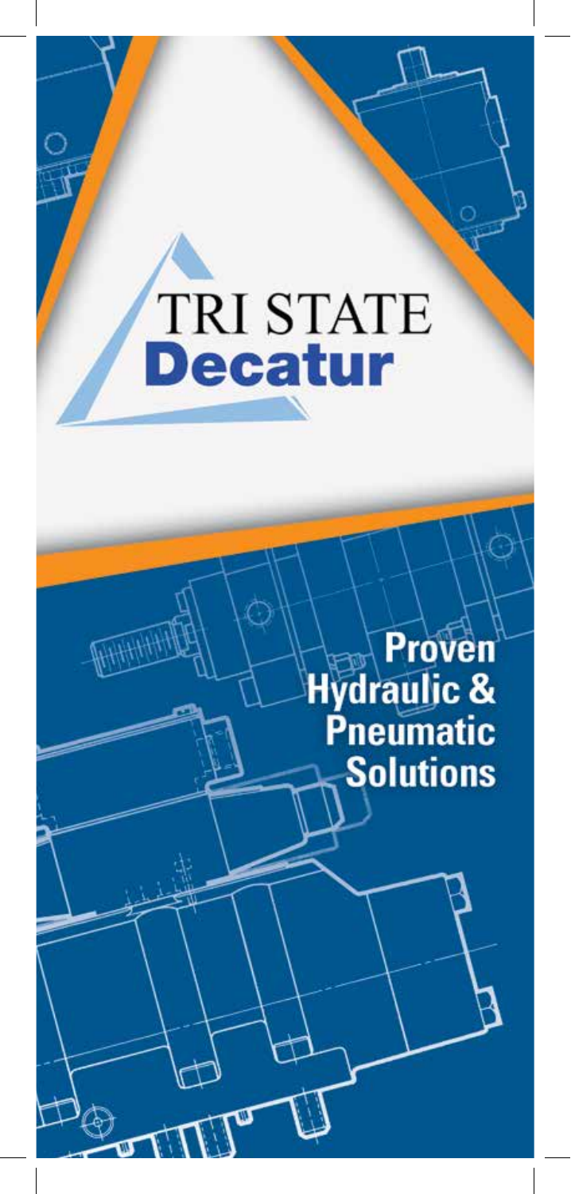# TRI STATE Decatur

## Proven Hydraulic & Pneumatic Solutions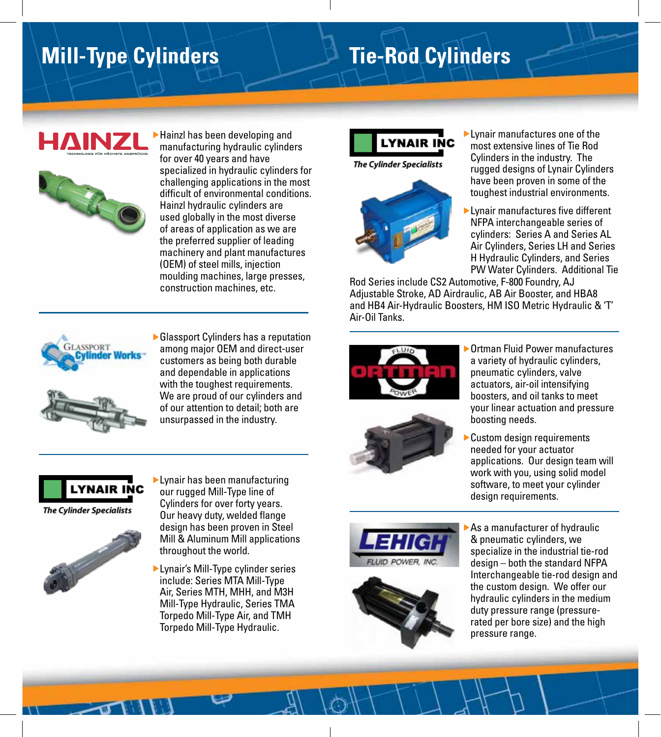# Mill-Type Cylinders

HAINZL

TECHNOLOGIE FÜR HÖCHSTE ANSPRÜCHE.

▶Hainzl has been developing and manufacturing hydraulic cylinders for over 40 years and have specialized in hydraulic cylinders for challenging applications in the most difficult of environmental conditions. Hainzl hydraulic cylinders are used globally in the most diverse of areas of application as we are the preferred supplier of leading machinery and plant manufactures (OEM) of steel mills, injection moulding machines, large presses, construction machines, etc.

---

GLASSPORT Cylinder Works™

▶Glassport Cylinders has a reputation among major OEM and direct-user customers as being both durable and dependable in applications with the toughest requirements. We are proud of our cylinders and of our attention to detail; both are unsurpassed in the industry.

---

LYNAIR INC

*The Cylinder Specialists*

▶Lynair has been manufacturing our rugged Mill-Type line of Cylinders for over forty years. Our heavy duty, welded flange design has been proven in Steel Mill & Aluminum Mill applications throughout the world.

▶Lynair's Mill-Type cylinder series include: Series MTA Mill-Type Air, Series MTH, MHH, and M3H Mill-Type Hydraulic, Series TMA Torpedo Mill-Type Air, and TMH Torpedo Mill-Type Hydraulic.

# Tie-Rod Cylinders

LYNAIR INC

*The Cylinder Specialists*

▶Lynair manufactures one of the most extensive lines of Tie Rod Cylinders in the industry. The rugged designs of Lynair Cylinders have been proven in some of the toughest industrial environments.

▶Lynair manufactures five different NFPA interchangeable series of cylinders: Series A and Series AL Air Cylinders, Series LH and Series H Hydraulic Cylinders, and Series PW Water Cylinders. Additional Tie Rod Series include CS2 Automotive, F-800 Foundry, AJ Adjustable Stroke, AD Airdraulic, AB Air Booster, and HBA8 and HB4 Air-Hydraulic Boosters, HM ISO Metric Hydraulic & 'T' Air-Oil Tanks.

---

FLUID ORTMAN POWER

▶Ortman Fluid Power manufactures a variety of hydraulic cylinders, pneumatic cylinders, valve actuators, air-oil intensifying boosters, and oil tanks to meet your linear actuation and pressure boosting needs.

▶Custom design requirements needed for your actuator applications. Our design team will work with you, using solid model software, to meet your cylinder design requirements.

---

LEHIGH FLUID POWER, INC.

▶As a manufacturer of hydraulic & pneumatic cylinders, we specialize in the industrial tie-rod design – both the standard NFPA Interchangeable tie-rod design and the custom design. We offer our hydraulic cylinders in the medium duty pressure range (pressure-rated per bore size) and the high pressure range.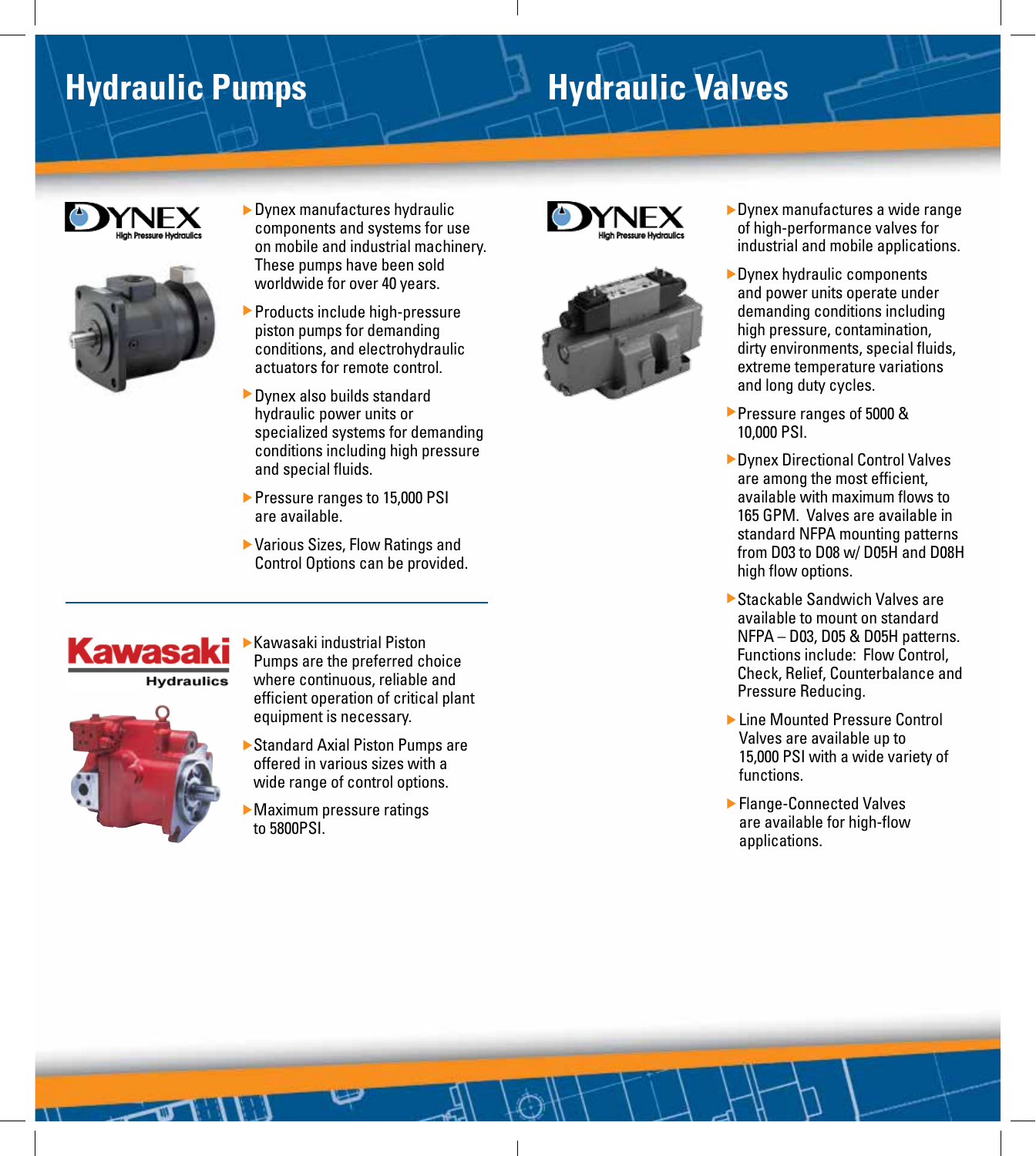# Hydraulic Pumps

DYNEX
High Pressure Hydraulics

- Dynex manufactures hydraulic components and systems for use on mobile and industrial machinery. These pumps have been sold worldwide for over 40 years.
- Products include high-pressure piston pumps for demanding conditions, and electrohydraulic actuators for remote control.
- Dynex also builds standard hydraulic power units or specialized systems for demanding conditions including high pressure and special fluids.
- Pressure ranges to 15,000 PSI are available.
- Various Sizes, Flow Ratings and Control Options can be provided.

Kawasaki
Hydraulics

- Kawasaki industrial Piston Pumps are the preferred choice where continuous, reliable and efficient operation of critical plant equipment is necessary.
- Standard Axial Piston Pumps are offered in various sizes with a wide range of control options.
- Maximum pressure ratings to 5800PSI.

# Hydraulic Valves

DYNEX
High Pressure Hydraulics

- Dynex manufactures a wide range of high-performance valves for industrial and mobile applications.
- Dynex hydraulic components and power units operate under demanding conditions including high pressure, contamination, dirty environments, special fluids, extreme temperature variations and long duty cycles.
- Pressure ranges of 5000 & 10,000 PSI.
- Dynex Directional Control Valves are among the most efficient, available with maximum flows to 165 GPM. Valves are available in standard NFPA mounting patterns from D03 to D08 w/ D05H and D08H high flow options.
- Stackable Sandwich Valves are available to mount on standard NFPA – D03, D05 & D05H patterns. Functions include: Flow Control, Check, Relief, Counterbalance and Pressure Reducing.
- Line Mounted Pressure Control Valves are available up to 15,000 PSI with a wide variety of functions.
- Flange-Connected Valves are available for high-flow applications.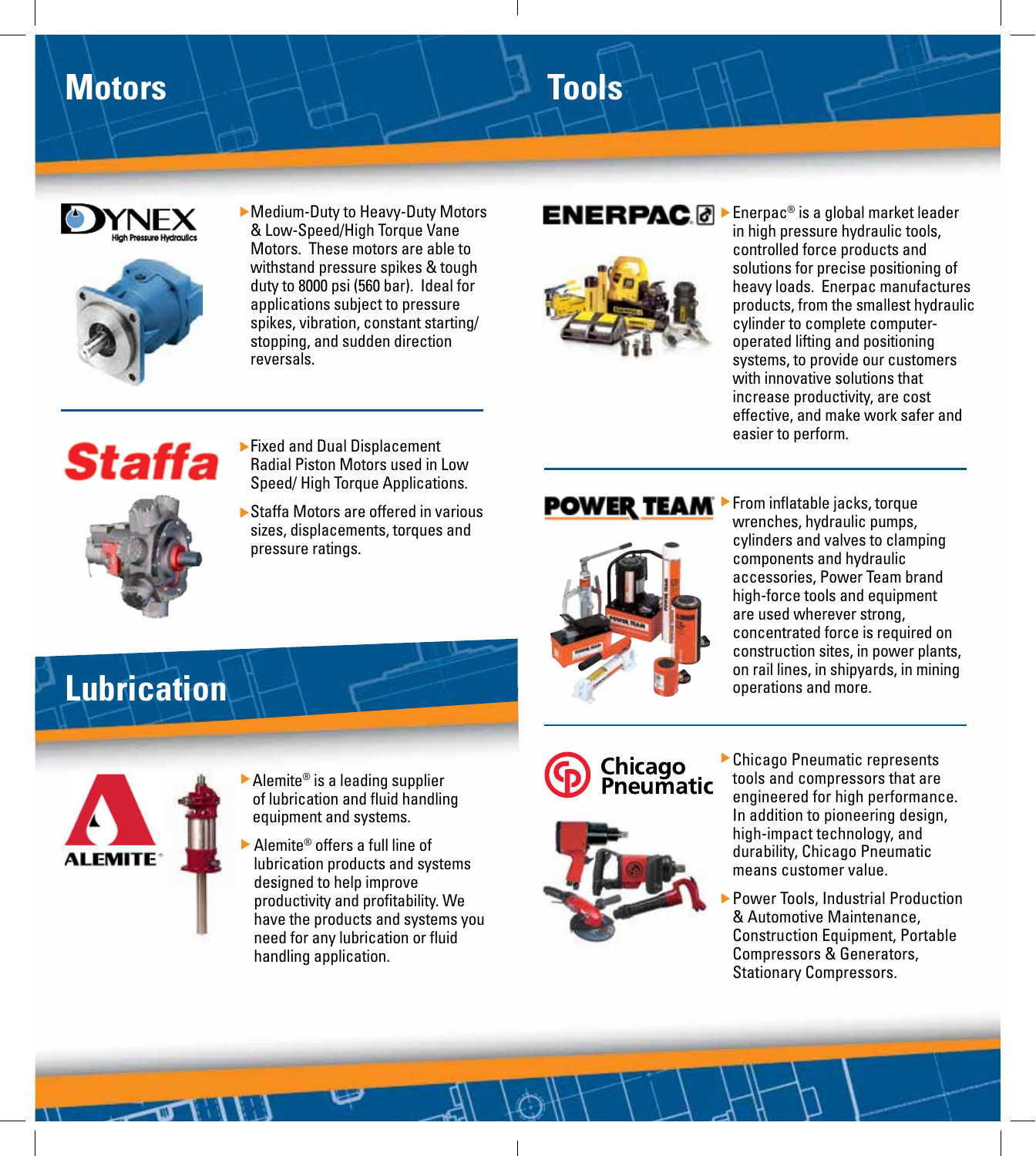## Motors

**DYNEX** High Pressure Hydraulics

- Medium-Duty to Heavy-Duty Motors & Low-Speed/High Torque Vane Motors. These motors are able to withstand pressure spikes & tough duty to 8000 psi (560 bar). Ideal for applications subject to pressure spikes, vibration, constant starting/ stopping, and sudden direction reversals.

**Staffa**

- Fixed and Dual Displacement Radial Piston Motors used in Low Speed/ High Torque Applications.
- Staffa Motors are offered in various sizes, displacements, torques and pressure ratings.

## Lubrication

**ALEMITE**

- Alemite® is a leading supplier of lubrication and fluid handling equipment and systems.
- Alemite® offers a full line of lubrication products and systems designed to help improve productivity and profitability. We have the products and systems you need for any lubrication or fluid handling application.

## Tools

**ENERPAC**

- Enerpac® is a global market leader in high pressure hydraulic tools, controlled force products and solutions for precise positioning of heavy loads. Enerpac manufactures products, from the smallest hydraulic cylinder to complete computer-operated lifting and positioning systems, to provide our customers with innovative solutions that increase productivity, are cost effective, and make work safer and easier to perform.

**POWER TEAM**

- From inflatable jacks, torque wrenches, hydraulic pumps, cylinders and valves to clamping components and hydraulic accessories, Power Team brand high-force tools and equipment are used wherever strong, concentrated force is required on construction sites, in power plants, on rail lines, in shipyards, in mining operations and more.

**Chicago Pneumatic**

- Chicago Pneumatic represents tools and compressors that are engineered for high performance. In addition to pioneering design, high-impact technology, and durability, Chicago Pneumatic means customer value.
- Power Tools, Industrial Production & Automotive Maintenance, Construction Equipment, Portable Compressors & Generators, Stationary Compressors.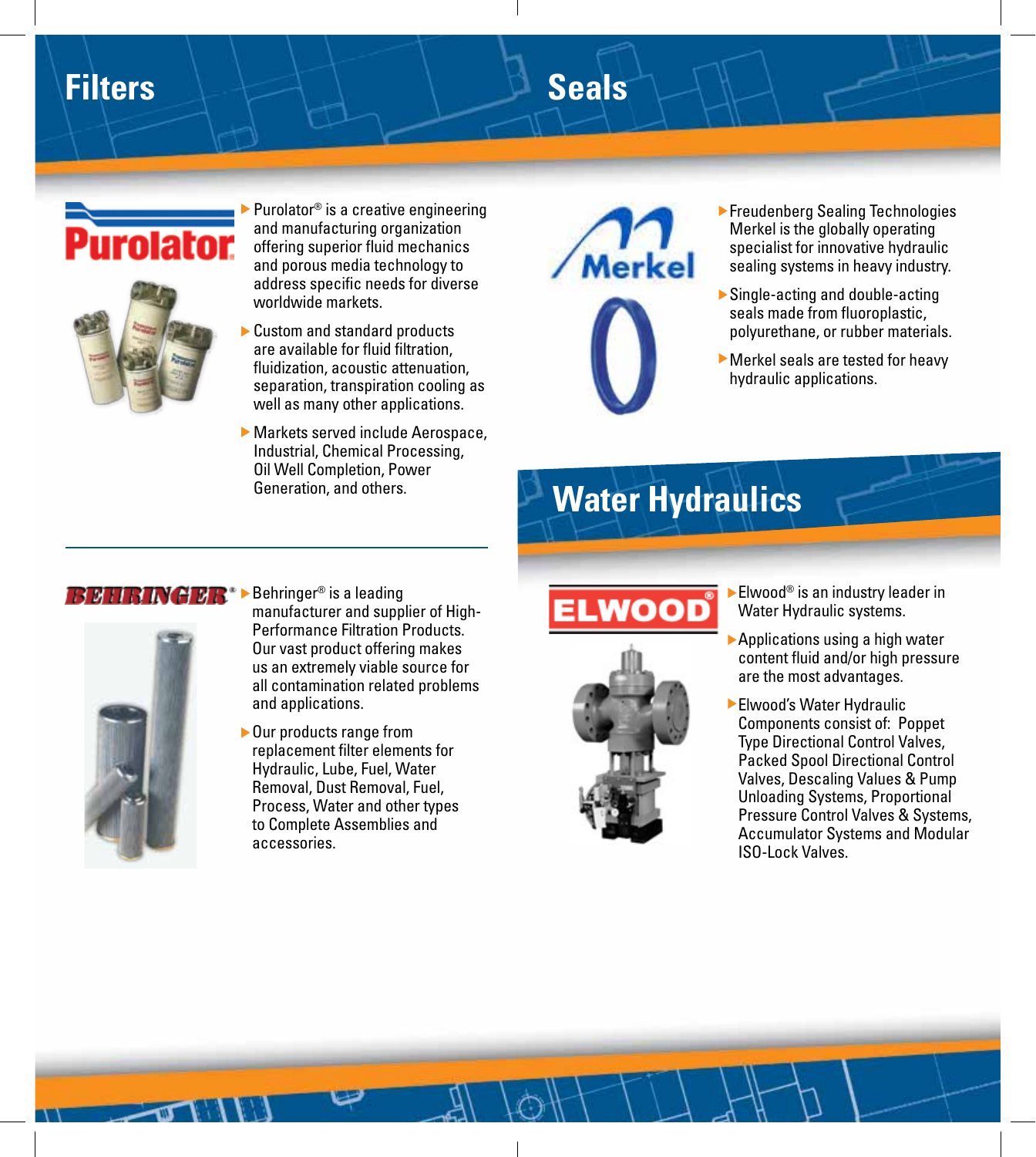# Filters

Purolator

- Purolator® is a creative engineering and manufacturing organization offering superior fluid mechanics and porous media technology to address specific needs for diverse worldwide markets.
- Custom and standard products are available for fluid filtration, fluidization, acoustic attenuation, separation, transpiration cooling as well as many other applications.
- Markets served include Aerospace, Industrial, Chemical Processing, Oil Well Completion, Power Generation, and others.

BEHRINGER®

- Behringer® is a leading manufacturer and supplier of High-Performance Filtration Products. Our vast product offering makes us an extremely viable source for all contamination related problems and applications.
- Our products range from replacement filter elements for Hydraulic, Lube, Fuel, Water Removal, Dust Removal, Fuel, Process, Water and other types to Complete Assemblies and accessories.

# Seals

Merkel

- Freudenberg Sealing Technologies Merkel is the globally operating specialist for innovative hydraulic sealing systems in heavy industry.
- Single-acting and double-acting seals made from fluoroplastic, polyurethane, or rubber materials.
- Merkel seals are tested for heavy hydraulic applications.

# Water Hydraulics

ELWOOD®

- Elwood® is an industry leader in Water Hydraulic systems.
- Applications using a high water content fluid and/or high pressure are the most advantages.
- Elwood's Water Hydraulic Components consist of: Poppet Type Directional Control Valves, Packed Spool Directional Control Valves, Descaling Values & Pump Unloading Systems, Proportional Pressure Control Valves & Systems, Accumulator Systems and Modular ISO-Lock Valves.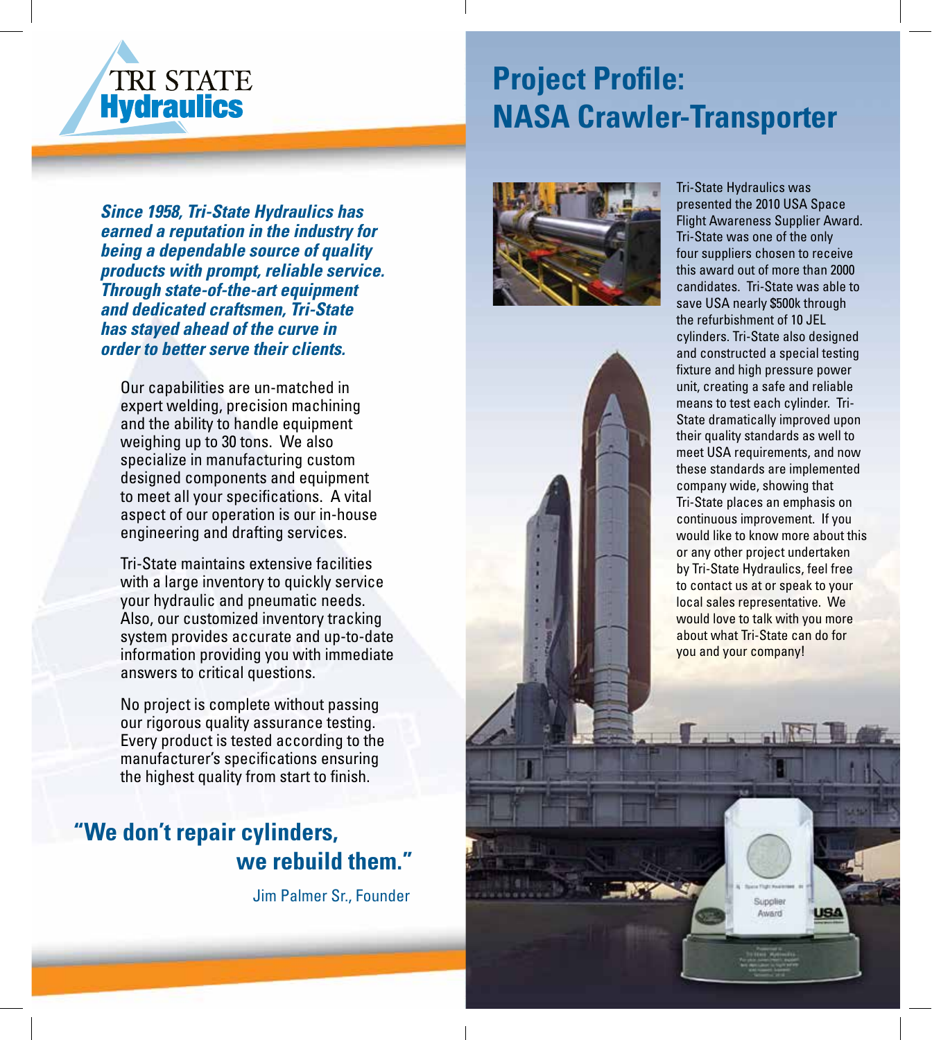# TRI STATE Hydraulics

***Since 1958, Tri-State Hydraulics has earned a reputation in the industry for being a dependable source of quality products with prompt, reliable service. Through state-of-the-art equipment and dedicated craftsmen, Tri-State has stayed ahead of the curve in order to better serve their clients.***

Our capabilities are un-matched in expert welding, precision machining and the ability to handle equipment weighing up to 30 tons. We also specialize in manufacturing custom designed components and equipment to meet all your specifications. A vital aspect of our operation is our in-house engineering and drafting services.

Tri-State maintains extensive facilities with a large inventory to quickly service your hydraulic and pneumatic needs. Also, our customized inventory tracking system provides accurate and up-to-date information providing you with immediate answers to critical questions.

No project is complete without passing our rigorous quality assurance testing. Every product is tested according to the manufacturer's specifications ensuring the highest quality from start to finish.

**"We don't repair cylinders, we rebuild them."**

Jim Palmer Sr., Founder

# Project Profile: NASA Crawler-Transporter

Tri-State Hydraulics was presented the 2010 USA Space Flight Awareness Supplier Award. Tri-State was one of the only four suppliers chosen to receive this award out of more than 2000 candidates. Tri-State was able to save USA nearly $500k through the refurbishment of 10 JEL cylinders. Tri-State also designed and constructed a special testing fixture and high pressure power unit, creating a safe and reliable means to test each cylinder. Tri-State dramatically improved upon their quality standards as well to meet USA requirements, and now these standards are implemented company wide, showing that Tri-State places an emphasis on continuous improvement. If you would like to know more about this or any other project undertaken by Tri-State Hydraulics, feel free to contact us at or speak to your local sales representative. We would love to talk with you more about what Tri-State can do for you and your company!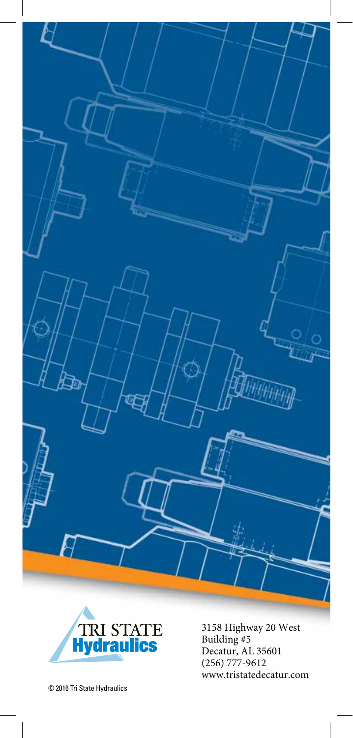TRI STATE
**Hydraulics**

3158 Highway 20 West
Building #5
Decatur, AL 35601
(256) 777-9612
www.tristatedecatur.com

© 2016 Tri State Hydraulics